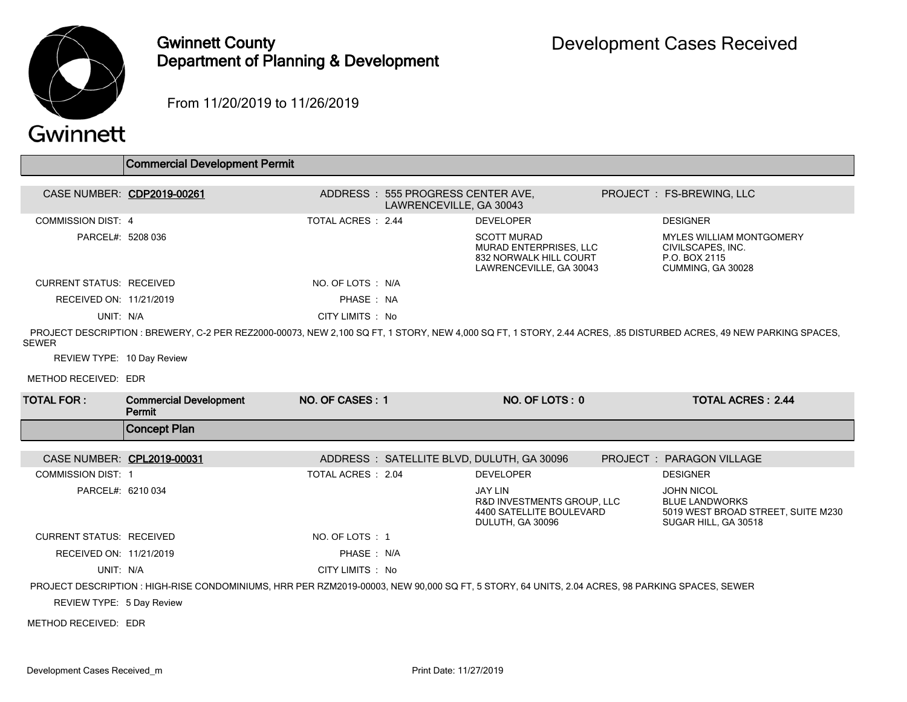# Gwinnett County Department of Planning & Development

# Development Cases Received

From 11/20/2019 to 11/26/2019

## Commercial Development Permit

| | | | |
|---|---|---|---|
| CASE NUMBER: **CDP2019-00261** | ADDRESS : 555 PROGRESS CENTER AVE, LAWRENCEVILLE, GA 30043 | | PROJECT : FS-BREWING, LLC |
| COMMISSION DIST: 4 | TOTAL ACRES : 2.44 | DEVELOPER | DESIGNER |
| PARCEL#: 5208 036 | | SCOTT MURAD<br>MURAD ENTERPRISES, LLC<br>832 NORWALK HILL COURT<br>LAWRENCEVILLE, GA 30043 | MYLES WILLIAM MONTGOMERY<br>CIVILSCAPES, INC.<br>P.O. BOX 2115<br>CUMMING, GA 30028 |
| CURRENT STATUS: RECEIVED | NO. OF LOTS : N/A | | |
| RECEIVED ON: 11/21/2019 | PHASE : NA | | |
| UNIT: N/A | CITY LIMITS : No | | |

PROJECT DESCRIPTION : BREWERY, C-2 PER REZ2000-00073, NEW 2,100 SQ FT, 1 STORY, NEW 4,000 SQ FT, 1 STORY, 2.44 ACRES, .85 DISTURBED ACRES, 49 NEW PARKING SPACES, SEWER

REVIEW TYPE: 10 Day Review

METHOD RECEIVED: EDR

| TOTAL FOR : | NO. OF CASES : | NO. OF LOTS : | TOTAL ACRES : |
|---|---|---|---|
| Commercial Development Permit | 1 | 0 | 2.44 |

## Concept Plan

| | | | |
|---|---|---|---|
| CASE NUMBER: **CPL2019-00031** | ADDRESS : SATELLITE BLVD, DULUTH, GA 30096 | | PROJECT : PARAGON VILLAGE |
| COMMISSION DIST: 1 | TOTAL ACRES : 2.04 | DEVELOPER | DESIGNER |
| PARCEL#: 6210 034 | | JAY LIN<br>R&D INVESTMENTS GROUP, LLC<br>4400 SATELLITE BOULEVARD<br>DULUTH, GA 30096 | JOHN NICOL<br>BLUE LANDWORKS<br>5019 WEST BROAD STREET, SUITE M230<br>SUGAR HILL, GA 30518 |
| CURRENT STATUS: RECEIVED | NO. OF LOTS : 1 | | |
| RECEIVED ON: 11/21/2019 | PHASE : N/A | | |
| UNIT: N/A | CITY LIMITS : No | | |

PROJECT DESCRIPTION : HIGH-RISE CONDOMINIUMS, HRR PER RZM2019-00003, NEW 90,000 SQ FT, 5 STORY, 64 UNITS, 2.04 ACRES, 98 PARKING SPACES, SEWER

REVIEW TYPE: 5 Day Review

METHOD RECEIVED: EDR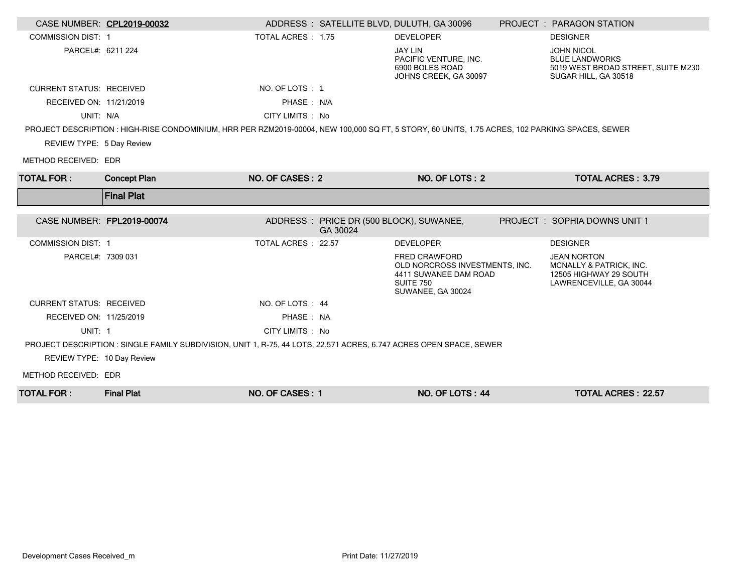**CASE NUMBER:** CPL2019-00032 | **ADDRESS :** SATELLITE BLVD, DULUTH, GA 30096 | **PROJECT :** PARAGON STATION

| | | | |
|---|---|---|---|
| COMMISSION DIST: 1 | TOTAL ACRES : 1.75 | DEVELOPER | DESIGNER |
| PARCEL#: 6211 224 | | JAY LIN<br>PACIFIC VENTURE, INC.<br>6900 BOLES ROAD<br>JOHNS CREEK, GA 30097 | JOHN NICOL<br>BLUE LANDWORKS<br>5019 WEST BROAD STREET, SUITE M230<br>SUGAR HILL, GA 30518 |
| CURRENT STATUS: RECEIVED | NO. OF LOTS : 1 | | |
| RECEIVED ON: 11/21/2019 | PHASE : N/A | | |
| UNIT: N/A | CITY LIMITS : No | | |

PROJECT DESCRIPTION : HIGH-RISE CONDOMINIUM, HRR PER RZM2019-00004, NEW 100,000 SQ FT, 5 STORY, 60 UNITS, 1.75 ACRES, 102 PARKING SPACES, SEWER

REVIEW TYPE: 5 Day Review

METHOD RECEIVED: EDR

| TOTAL FOR : | Concept Plan | NO. OF CASES : 2 | NO. OF LOTS : 2 | TOTAL ACRES : 3.79 |
|---|---|---|---|---|

## Final Plat

**CASE NUMBER:** FPL2019-00074 | **ADDRESS :** PRICE DR (500 BLOCK), SUWANEE, GA 30024 | **PROJECT :** SOPHIA DOWNS UNIT 1

| | | | |
|---|---|---|---|
| COMMISSION DIST: 1 | TOTAL ACRES : 22.57 | DEVELOPER | DESIGNER |
| PARCEL#: 7309 031 | | FRED CRAWFORD<br>OLD NORCROSS INVESTMENTS, INC.<br>4411 SUWANEE DAM ROAD<br>SUITE 750<br>SUWANEE, GA 30024 | JEAN NORTON<br>MCNALLY & PATRICK, INC.<br>12505 HIGHWAY 29 SOUTH<br>LAWRENCEVILLE, GA 30044 |
| CURRENT STATUS: RECEIVED | NO. OF LOTS : 44 | | |
| RECEIVED ON: 11/25/2019 | PHASE : NA | | |
| UNIT: 1 | CITY LIMITS : No | | |

PROJECT DESCRIPTION : SINGLE FAMILY SUBDIVISION, UNIT 1, R-75, 44 LOTS, 22.571 ACRES, 6.747 ACRES OPEN SPACE, SEWER

REVIEW TYPE: 10 Day Review

METHOD RECEIVED: EDR

| TOTAL FOR : | Final Plat | NO. OF CASES : 1 | NO. OF LOTS : 44 | TOTAL ACRES : 22.57 |
|---|---|---|---|---|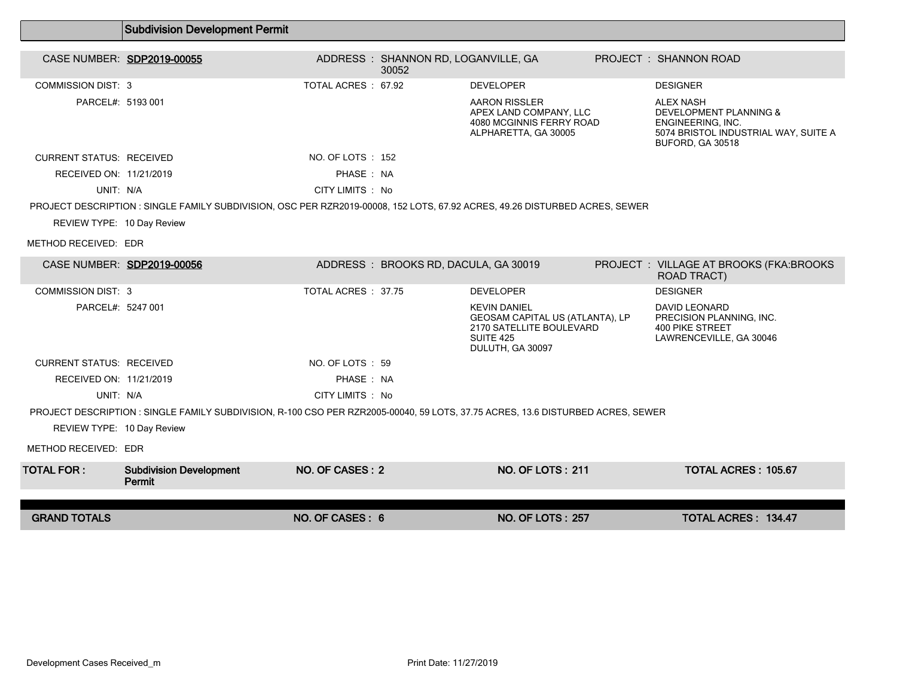## Subdivision Development Permit

**CASE NUMBER: SDP2019-00055**

ADDRESS : SHANNON RD, LOGANVILLE, GA 30052

PROJECT : SHANNON ROAD

| | | | |
|---|---|---|---|
| COMMISSION DIST: 3 | TOTAL ACRES : 67.92 | DEVELOPER | DESIGNER |
| PARCEL#: 5193 001 | | AARON RISSLER<br>APEX LAND COMPANY, LLC<br>4080 MCGINNIS FERRY ROAD<br>ALPHARETTA, GA 30005 | ALEX NASH<br>DEVELOPMENT PLANNING & ENGINEERING, INC.<br>5074 BRISTOL INDUSTRIAL WAY, SUITE A<br>BUFORD, GA 30518 |
| CURRENT STATUS: RECEIVED | NO. OF LOTS : 152 | | |
| RECEIVED ON: 11/21/2019 | PHASE : NA | | |
| UNIT: N/A | CITY LIMITS : No | | |

PROJECT DESCRIPTION : SINGLE FAMILY SUBDIVISION, OSC PER RZR2019-00008, 152 LOTS, 67.92 ACRES, 49.26 DISTURBED ACRES, SEWER

REVIEW TYPE: 10 Day Review

METHOD RECEIVED: EDR

**CASE NUMBER: SDP2019-00056**

ADDRESS : BROOKS RD, DACULA, GA 30019

PROJECT : VILLAGE AT BROOKS (FKA:BROOKS ROAD TRACT)

| | | | |
|---|---|---|---|
| COMMISSION DIST: 3 | TOTAL ACRES : 37.75 | DEVELOPER | DESIGNER |
| PARCEL#: 5247 001 | | KEVIN DANIEL<br>GEOSAM CAPITAL US (ATLANTA), LP<br>2170 SATELLITE BOULEVARD<br>SUITE 425<br>DULUTH, GA 30097 | DAVID LEONARD<br>PRECISION PLANNING, INC.<br>400 PIKE STREET<br>LAWRENCEVILLE, GA 30046 |
| CURRENT STATUS: RECEIVED | NO. OF LOTS : 59 | | |
| RECEIVED ON: 11/21/2019 | PHASE : NA | | |
| UNIT: N/A | CITY LIMITS : No | | |

PROJECT DESCRIPTION : SINGLE FAMILY SUBDIVISION, R-100 CSO PER RZR2005-00040, 59 LOTS, 37.75 ACRES, 13.6 DISTURBED ACRES, SEWER

REVIEW TYPE: 10 Day Review

METHOD RECEIVED: EDR

| | | | | |
|---|---|---|---|---|
| **TOTAL FOR :** | **Subdivision Development Permit** | **NO. OF CASES : 2** | **NO. OF LOTS : 211** | **TOTAL ACRES : 105.67** |
| **GRAND TOTALS** | | **NO. OF CASES : 6** | **NO. OF LOTS : 257** | **TOTAL ACRES : 134.47** |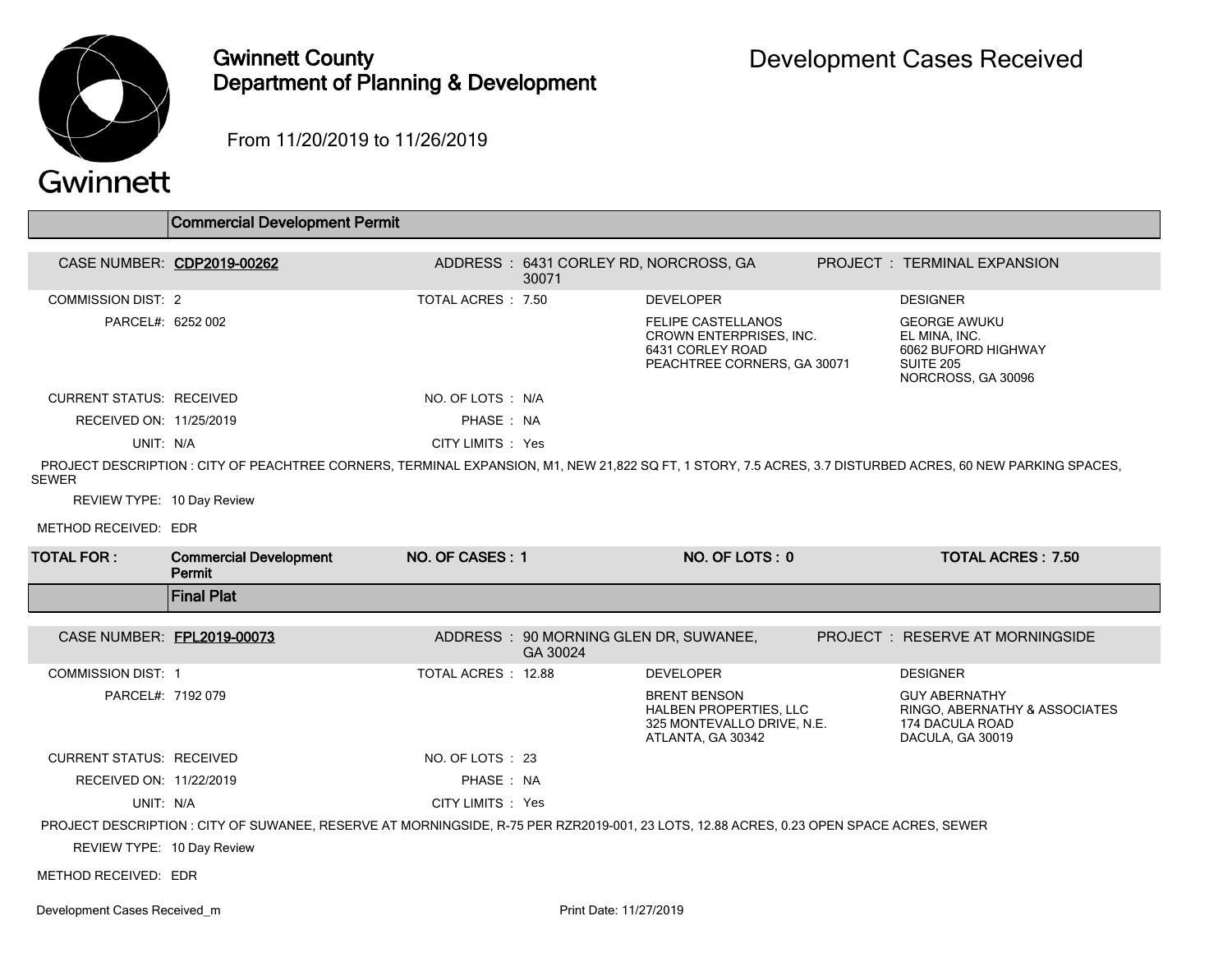# Gwinnett County Department of Planning & Development

## Development Cases Received

From 11/20/2019 to 11/26/2019

## Commercial Development Permit

| | | | |
|---|---|---|---|
| CASE NUMBER: **CDP2019-00262** | ADDRESS : 6431 CORLEY RD, NORCROSS, GA 30071 | | PROJECT : TERMINAL EXPANSION |
| COMMISSION DIST: 2 | TOTAL ACRES : 7.50 | DEVELOPER | DESIGNER |
| PARCEL#: 6252 002 | | FELIPE CASTELLANOS<br>CROWN ENTERPRISES, INC.<br>6431 CORLEY ROAD<br>PEACHTREE CORNERS, GA 30071 | GEORGE AWUKU<br>EL MINA, INC.<br>6062 BUFORD HIGHWAY<br>SUITE 205<br>NORCROSS, GA 30096 |
| CURRENT STATUS: RECEIVED | NO. OF LOTS : N/A | | |
| RECEIVED ON: 11/25/2019 | PHASE : NA | | |
| UNIT: N/A | CITY LIMITS : Yes | | |

PROJECT DESCRIPTION : CITY OF PEACHTREE CORNERS, TERMINAL EXPANSION, M1, NEW 21,822 SQ FT, 1 STORY, 7.5 ACRES, 3.7 DISTURBED ACRES, 60 NEW PARKING SPACES, SEWER

REVIEW TYPE: 10 Day Review

METHOD RECEIVED: EDR

| TOTAL FOR : | Commercial Development Permit | NO. OF CASES : 1 | NO. OF LOTS : 0 | TOTAL ACRES : 7.50 |
|---|---|---|---|---|

## Final Plat

| | | | |
|---|---|---|---|
| CASE NUMBER: **FPL2019-00073** | ADDRESS : 90 MORNING GLEN DR, SUWANEE, GA 30024 | | PROJECT : RESERVE AT MORNINGSIDE |
| COMMISSION DIST: 1 | TOTAL ACRES : 12.88 | DEVELOPER | DESIGNER |
| PARCEL#: 7192 079 | | BRENT BENSON<br>HALBEN PROPERTIES, LLC<br>325 MONTEVALLO DRIVE, N.E.<br>ATLANTA, GA 30342 | GUY ABERNATHY<br>RINGO, ABERNATHY & ASSOCIATES<br>174 DACULA ROAD<br>DACULA, GA 30019 |
| CURRENT STATUS: RECEIVED | NO. OF LOTS : 23 | | |
| RECEIVED ON: 11/22/2019 | PHASE : NA | | |
| UNIT: N/A | CITY LIMITS : Yes | | |

PROJECT DESCRIPTION : CITY OF SUWANEE, RESERVE AT MORNINGSIDE, R-75 PER RZR2019-001, 23 LOTS, 12.88 ACRES, 0.23 OPEN SPACE ACRES, SEWER

REVIEW TYPE: 10 Day Review

METHOD RECEIVED: EDR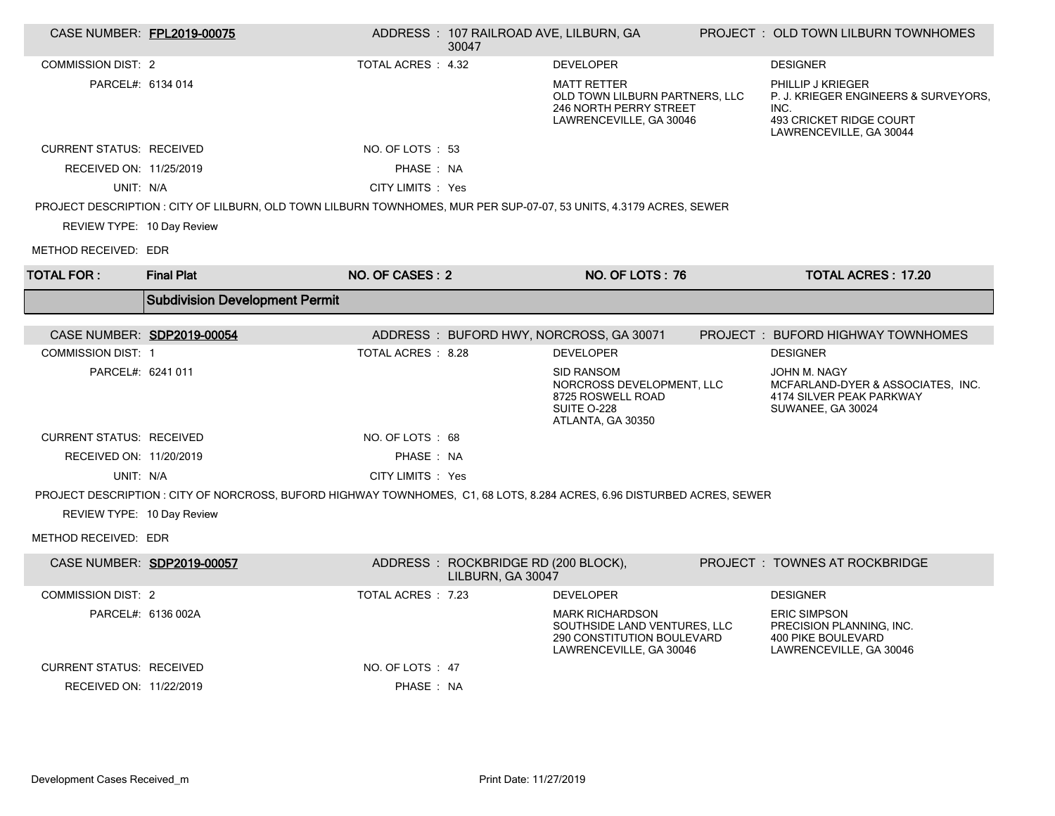| CASE NUMBER: **FPL2019-00075** | ADDRESS : 107 RAILROAD AVE, LILBURN, GA 30047 | PROJECT : OLD TOWN LILBURN TOWNHOMES |
|---|---|---|
| COMMISSION DIST: 2 | TOTAL ACRES : 4.32 | |

| | DEVELOPER | DESIGNER |
|---|---|---|
| PARCEL#: 6134 014 | MATT RETTER<br>OLD TOWN LILBURN PARTNERS, LLC<br>246 NORTH PERRY STREET<br>LAWRENCEVILLE, GA 30046 | PHILLIP J KRIEGER<br>P. J. KRIEGER ENGINEERS & SURVEYORS, INC.<br>493 CRICKET RIDGE COURT<br>LAWRENCEVILLE, GA 30044 |

CURRENT STATUS: RECEIVED | NO. OF LOTS : 53

RECEIVED ON: 11/25/2019 | PHASE : NA

UNIT: N/A | CITY LIMITS : Yes

PROJECT DESCRIPTION : CITY OF LILBURN, OLD TOWN LILBURN TOWNHOMES, MUR PER SUP-07-07, 53 UNITS, 4.3179 ACRES, SEWER

REVIEW TYPE: 10 Day Review

METHOD RECEIVED: EDR

| **TOTAL FOR :** | **Final Plat** | **NO. OF CASES : 2** | **NO. OF LOTS : 76** | **TOTAL ACRES : 17.20** |
|---|---|---|---|---|

## Subdivision Development Permit

| CASE NUMBER: **SDP2019-00054** | ADDRESS : BUFORD HWY, NORCROSS, GA 30071 | PROJECT : BUFORD HIGHWAY TOWNHOMES |
|---|---|---|
| COMMISSION DIST: 1 | TOTAL ACRES : 8.28 | |

| | DEVELOPER | DESIGNER |
|---|---|---|
| PARCEL#: 6241 011 | SID RANSOM<br>NORCROSS DEVELOPMENT, LLC<br>8725 ROSWELL ROAD<br>SUITE O-228<br>ATLANTA, GA 30350 | JOHN M. NAGY<br>MCFARLAND-DYER & ASSOCIATES, INC.<br>4174 SILVER PEAK PARKWAY<br>SUWANEE, GA 30024 |

CURRENT STATUS: RECEIVED | NO. OF LOTS : 68

RECEIVED ON: 11/20/2019 | PHASE : NA

UNIT: N/A | CITY LIMITS : Yes

PROJECT DESCRIPTION : CITY OF NORCROSS, BUFORD HIGHWAY TOWNHOMES, C1, 68 LOTS, 8.284 ACRES, 6.96 DISTURBED ACRES, SEWER

REVIEW TYPE: 10 Day Review

METHOD RECEIVED: EDR

| CASE NUMBER: **SDP2019-00057** | ADDRESS : ROCKBRIDGE RD (200 BLOCK), LILBURN, GA 30047 | PROJECT : TOWNES AT ROCKBRIDGE |
|---|---|---|
| COMMISSION DIST: 2 | TOTAL ACRES : 7.23 | |

| | DEVELOPER | DESIGNER |
|---|---|---|
| PARCEL#: 6136 002A | MARK RICHARDSON<br>SOUTHSIDE LAND VENTURES, LLC<br>290 CONSTITUTION BOULEVARD<br>LAWRENCEVILLE, GA 30046 | ERIC SIMPSON<br>PRECISION PLANNING, INC.<br>400 PIKE BOULEVARD<br>LAWRENCEVILLE, GA 30046 |

CURRENT STATUS: RECEIVED | NO. OF LOTS : 47

RECEIVED ON: 11/22/2019 | PHASE : NA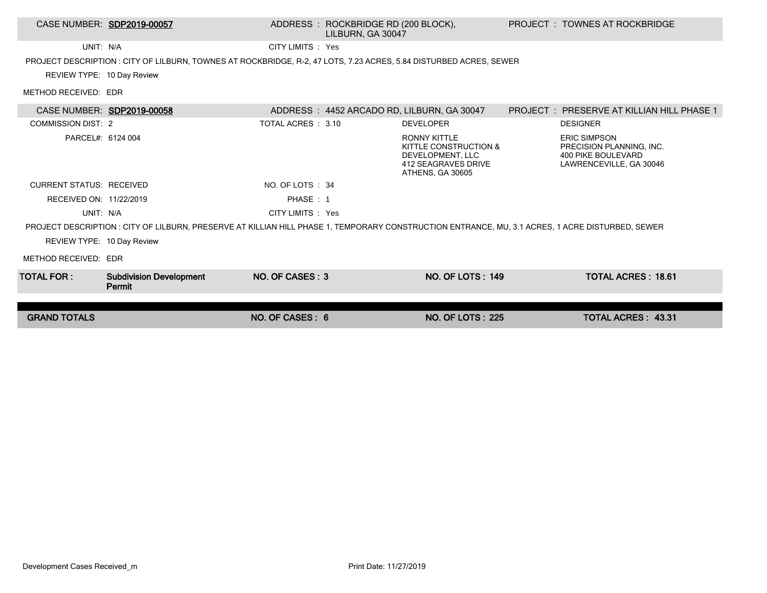| | | | |
|---|---|---|---|
| CASE NUMBER: **SDP2019-00057** | ADDRESS : ROCKBRIDGE RD (200 BLOCK), LILBURN, GA 30047 | | PROJECT : TOWNES AT ROCKBRIDGE |
| UNIT: N/A | CITY LIMITS : Yes | | |

PROJECT DESCRIPTION : CITY OF LILBURN, TOWNES AT ROCKBRIDGE, R-2, 47 LOTS, 7.23 ACRES, 5.84 DISTURBED ACRES, SEWER

REVIEW TYPE: 10 Day Review

METHOD RECEIVED: EDR

| | | | |
|---|---|---|---|
| CASE NUMBER: **SDP2019-00058** | ADDRESS : 4452 ARCADO RD, LILBURN, GA 30047 | | PROJECT : PRESERVE AT KILLIAN HILL PHASE 1 |
| COMMISSION DIST: 2 | TOTAL ACRES : 3.10 | DEVELOPER | DESIGNER |
| PARCEL#: 6124 004 | | RONNY KITTLE<br>KITTLE CONSTRUCTION & DEVELOPMENT, LLC<br>412 SEAGRAVES DRIVE<br>ATHENS, GA 30605 | ERIC SIMPSON<br>PRECISION PLANNING, INC.<br>400 PIKE BOULEVARD<br>LAWRENCEVILLE, GA 30046 |
| CURRENT STATUS: RECEIVED | NO. OF LOTS : 34 | | |
| RECEIVED ON: 11/22/2019 | PHASE : 1 | | |
| UNIT: N/A | CITY LIMITS : Yes | | |

PROJECT DESCRIPTION : CITY OF LILBURN, PRESERVE AT KILLIAN HILL PHASE 1, TEMPORARY CONSTRUCTION ENTRANCE, MU, 3.1 ACRES, 1 ACRE DISTURBED, SEWER

REVIEW TYPE: 10 Day Review

METHOD RECEIVED: EDR

| | | | | |
|---|---|---|---|---|
| **TOTAL FOR :** | **Subdivision Development Permit** | **NO. OF CASES : 3** | **NO. OF LOTS : 149** | **TOTAL ACRES : 18.61** |
| **GRAND TOTALS** | | **NO. OF CASES : 6** | **NO. OF LOTS : 225** | **TOTAL ACRES : 43.31** |

Development Cases Received_m

Print Date: 11/27/2019